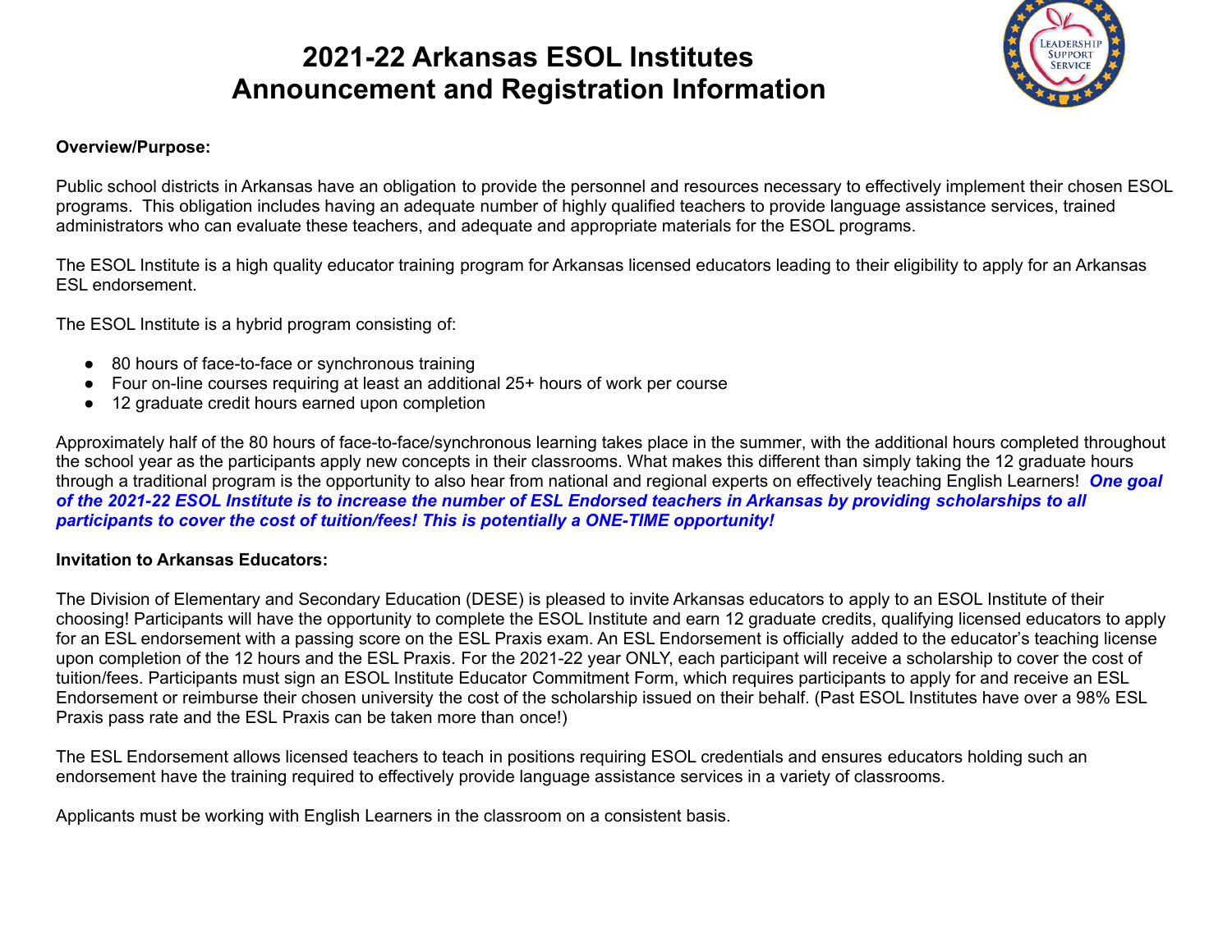# 2021-22 Arkansas ESOL Institutes
# Announcement and Registration Information

**Overview/Purpose:**

Public school districts in Arkansas have an obligation to provide the personnel and resources necessary to effectively implement their chosen ESOL programs. This obligation includes having an adequate number of highly qualified teachers to provide language assistance services, trained administrators who can evaluate these teachers, and adequate and appropriate materials for the ESOL programs.

The ESOL Institute is a high quality educator training program for Arkansas licensed educators leading to their eligibility to apply for an Arkansas ESL endorsement.

The ESOL Institute is a hybrid program consisting of:

- 80 hours of face-to-face or synchronous training
- Four on-line courses requiring at least an additional 25+ hours of work per course
- 12 graduate credit hours earned upon completion

Approximately half of the 80 hours of face-to-face/synchronous learning takes place in the summer, with the additional hours completed throughout the school year as the participants apply new concepts in their classrooms. What makes this different than simply taking the 12 graduate hours through a traditional program is the opportunity to also hear from national and regional experts on effectively teaching English Learners! ***One goal of the 2021-22 ESOL Institute is to increase the number of ESL Endorsed teachers in Arkansas by providing scholarships to all participants to cover the cost of tuition/fees! This is potentially a ONE-TIME opportunity!***

**Invitation to Arkansas Educators:**

The Division of Elementary and Secondary Education (DESE) is pleased to invite Arkansas educators to apply to an ESOL Institute of their choosing! Participants will have the opportunity to complete the ESOL Institute and earn 12 graduate credits, qualifying licensed educators to apply for an ESL endorsement with a passing score on the ESL Praxis exam. An ESL Endorsement is officially added to the educator's teaching license upon completion of the 12 hours and the ESL Praxis. For the 2021-22 year ONLY, each participant will receive a scholarship to cover the cost of tuition/fees. Participants must sign an ESOL Institute Educator Commitment Form, which requires participants to apply for and receive an ESL Endorsement or reimburse their chosen university the cost of the scholarship issued on their behalf. (Past ESOL Institutes have over a 98% ESL Praxis pass rate and the ESL Praxis can be taken more than once!)

The ESL Endorsement allows licensed teachers to teach in positions requiring ESOL credentials and ensures educators holding such an endorsement have the training required to effectively provide language assistance services in a variety of classrooms.

Applicants must be working with English Learners in the classroom on a consistent basis.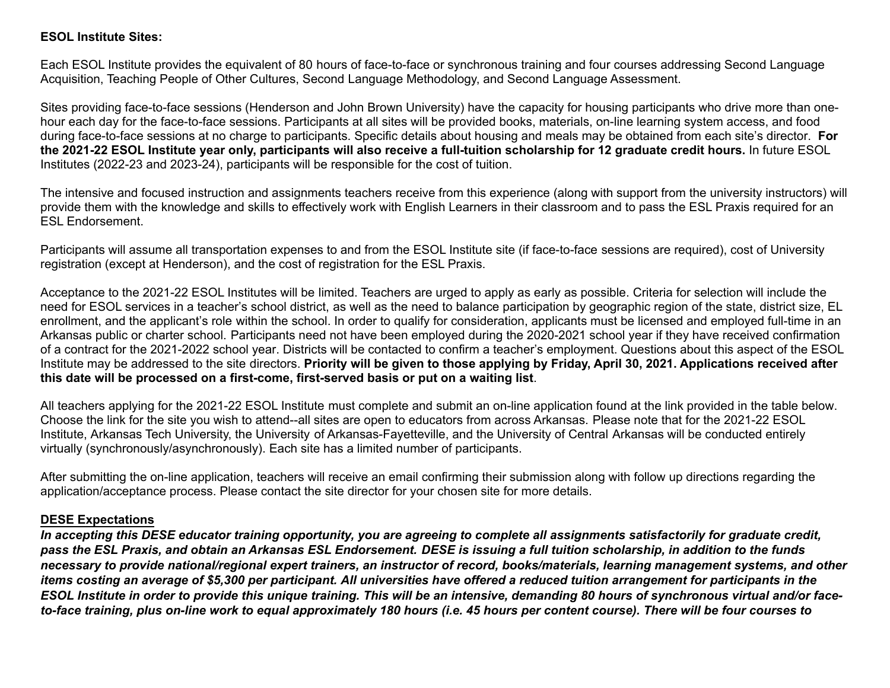**ESOL Institute Sites:**

Each ESOL Institute provides the equivalent of 80 hours of face-to-face or synchronous training and four courses addressing Second Language Acquisition, Teaching People of Other Cultures, Second Language Methodology, and Second Language Assessment.

Sites providing face-to-face sessions (Henderson and John Brown University) have the capacity for housing participants who drive more than one-hour each day for the face-to-face sessions. Participants at all sites will be provided books, materials, on-line learning system access, and food during face-to-face sessions at no charge to participants. Specific details about housing and meals may be obtained from each site's director. **For the 2021-22 ESOL Institute year only, participants will also receive a full-tuition scholarship for 12 graduate credit hours.** In future ESOL Institutes (2022-23 and 2023-24), participants will be responsible for the cost of tuition.

The intensive and focused instruction and assignments teachers receive from this experience (along with support from the university instructors) will provide them with the knowledge and skills to effectively work with English Learners in their classroom and to pass the ESL Praxis required for an ESL Endorsement.

Participants will assume all transportation expenses to and from the ESOL Institute site (if face-to-face sessions are required), cost of University registration (except at Henderson), and the cost of registration for the ESL Praxis.

Acceptance to the 2021-22 ESOL Institutes will be limited. Teachers are urged to apply as early as possible. Criteria for selection will include the need for ESOL services in a teacher's school district, as well as the need to balance participation by geographic region of the state, district size, EL enrollment, and the applicant's role within the school. In order to qualify for consideration, applicants must be licensed and employed full-time in an Arkansas public or charter school. Participants need not have been employed during the 2020-2021 school year if they have received confirmation of a contract for the 2021-2022 school year. Districts will be contacted to confirm a teacher's employment. Questions about this aspect of the ESOL Institute may be addressed to the site directors. **Priority will be given to those applying by Friday, April 30, 2021. Applications received after this date will be processed on a first-come, first-served basis or put on a waiting list**.

All teachers applying for the 2021-22 ESOL Institute must complete and submit an on-line application found at the link provided in the table below. Choose the link for the site you wish to attend--all sites are open to educators from across Arkansas. Please note that for the 2021-22 ESOL Institute, Arkansas Tech University, the University of Arkansas-Fayetteville, and the University of Central Arkansas will be conducted entirely virtually (synchronously/asynchronously). Each site has a limited number of participants.

After submitting the on-line application, teachers will receive an email confirming their submission along with follow up directions regarding the application/acceptance process. Please contact the site director for your chosen site for more details.

**DESE Expectations**

***In accepting this DESE educator training opportunity, you are agreeing to complete all assignments satisfactorily for graduate credit, pass the ESL Praxis, and obtain an Arkansas ESL Endorsement. DESE is issuing a full tuition scholarship, in addition to the funds necessary to provide national/regional expert trainers, an instructor of record, books/materials, learning management systems, and other items costing an average of $5,300 per participant. All universities have offered a reduced tuition arrangement for participants in the ESOL Institute in order to provide this unique training. This will be an intensive, demanding 80 hours of synchronous virtual and/or face-to-face training, plus on-line work to equal approximately 180 hours (i.e. 45 hours per content course). There will be four courses to***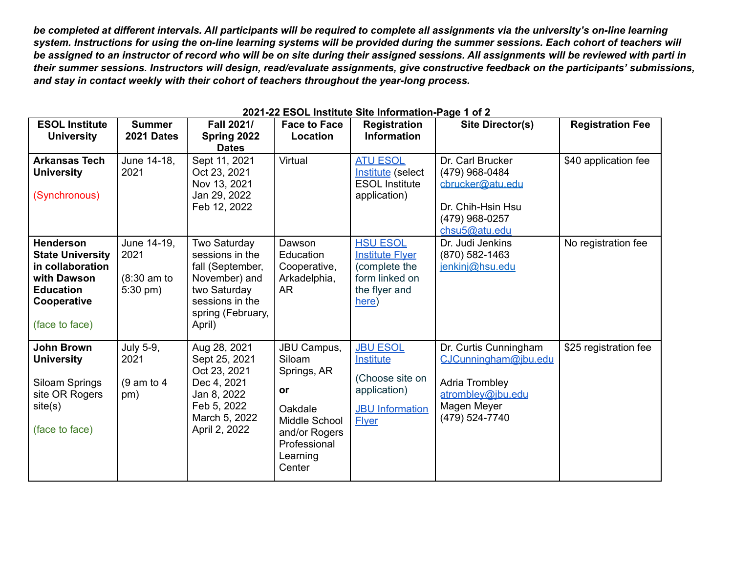***be completed at different intervals. All participants will be required to complete all assignments via the university's on-line learning system. Instructions for using the on-line learning systems will be provided during the summer sessions. Each cohort of teachers will be assigned to an instructor of record who will be on site during their assigned sessions. All assignments will be reviewed with parti in their summer sessions. Instructors will design, read/evaluate assignments, give constructive feedback on the participants' submissions, and stay in contact weekly with their cohort of teachers throughout the year-long process.***

**2021-22 ESOL Institute Site Information-Page 1 of 2**

| ESOL Institute University | Summer 2021 Dates | Fall 2021/ Spring 2022 Dates | Face to Face Location | Registration Information | Site Director(s) | Registration Fee |
|---|---|---|---|---|---|---|
| **Arkansas Tech University**<br><br>(Synchronous) | June 14-18, 2021 | Sept 11, 2021<br>Oct 23, 2021<br>Nov 13, 2021<br>Jan 29, 2022<br>Feb 12, 2022 | Virtual | ATU ESOL Institute (select ESOL Institute application) | Dr. Carl Brucker<br>(479) 968-0484<br>cbrucker@atu.edu<br><br>Dr. Chih-Hsin Hsu<br>(479) 968-0257<br>chsu5@atu.edu | $40 application fee |
| **Henderson State University in collaboration with Dawson Education Cooperative**<br><br>(face to face) | June 14-19, 2021<br><br>(8:30 am to 5:30 pm) | Two Saturday sessions in the fall (September, November) and two Saturday sessions in the spring (February, April) | Dawson Education Cooperative, Arkadelphia, AR | HSU ESOL Institute Flyer (complete the form linked on the flyer and here) | Dr. Judi Jenkins<br>(870) 582-1463<br>jenkinj@hsu.edu | No registration fee |
| **John Brown University**<br><br>Siloam Springs site OR Rogers site(s)<br><br>(face to face) | July 5-9, 2021<br><br>(9 am to 4 pm) | Aug 28, 2021<br>Sept 25, 2021<br>Oct 23, 2021<br>Dec 4, 2021<br>Jan 8, 2022<br>Feb 5, 2022<br>March 5, 2022<br>April 2, 2022 | JBU Campus, Siloam Springs, AR<br><br>**or**<br><br>Oakdale Middle School and/or Rogers Professional Learning Center | JBU ESOL Institute<br><br>(Choose site on application)<br><br>JBU Information Flyer | Dr. Curtis Cunningham<br>CJCunningham@jbu.edu<br><br>Adria Trombley<br>atrombley@jbu.edu<br>Magen Meyer<br>(479) 524-7740 | $25 registration fee |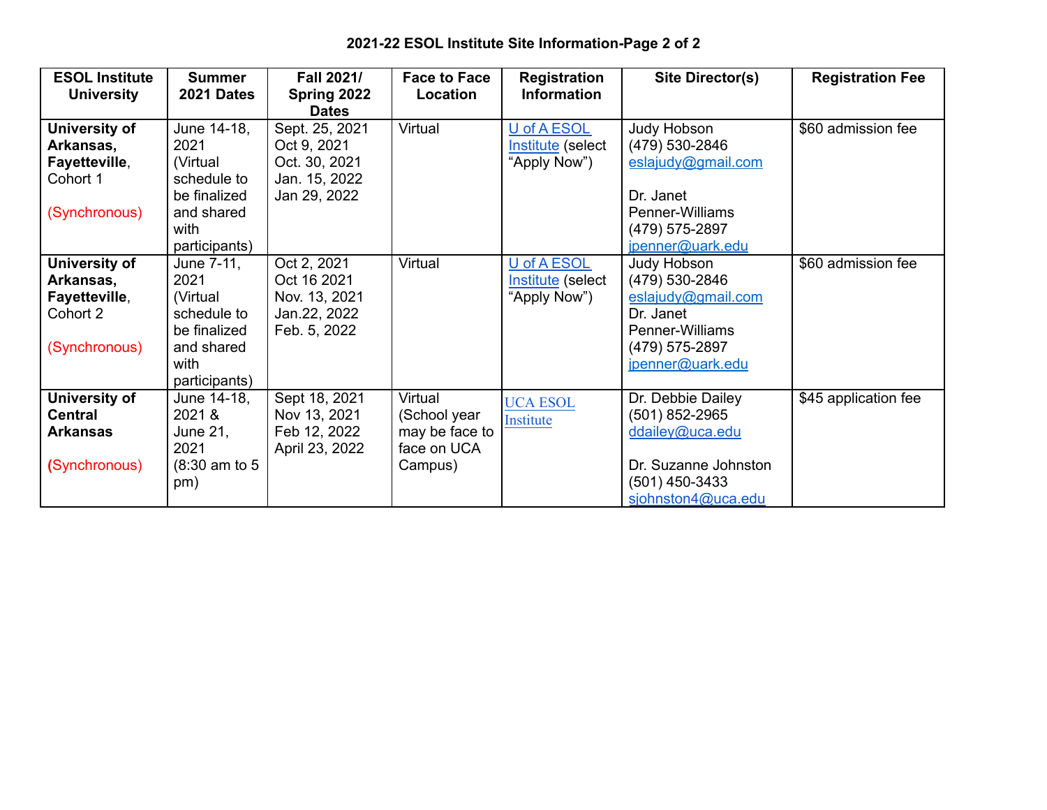**2021-22 ESOL Institute Site Information-Page 2 of 2**

| ESOL Institute University | Summer 2021 Dates | Fall 2021/ Spring 2022 Dates | Face to Face Location | Registration Information | Site Director(s) | Registration Fee |
|---|---|---|---|---|---|---|
| **University of Arkansas, Fayetteville**, Cohort 1<br><br>(Synchronous) | June 14-18, 2021 (Virtual schedule to be finalized and shared with participants) | Sept. 25, 2021<br>Oct 9, 2021<br>Oct. 30, 2021<br>Jan. 15, 2022<br>Jan 29, 2022 | Virtual | U of A ESOL Institute (select "Apply Now") | Judy Hobson<br>(479) 530-2846<br>eslajudy@gmail.com<br><br>Dr. Janet Penner-Williams<br>(479) 575-2897<br>jpenner@uark.edu | $60 admission fee |
| **University of Arkansas, Fayetteville**, Cohort 2<br><br>(Synchronous) | June 7-11, 2021 (Virtual schedule to be finalized and shared with participants) | Oct 2, 2021<br>Oct 16 2021<br>Nov. 13, 2021<br>Jan.22, 2022<br>Feb. 5, 2022 | Virtual | U of A ESOL Institute (select "Apply Now") | Judy Hobson<br>(479) 530-2846<br>eslajudy@gmail.com<br>Dr. Janet Penner-Williams<br>(479) 575-2897<br>jpenner@uark.edu | $60 admission fee |
| **University of Central Arkansas**<br><br>(Synchronous) | June 14-18, 2021 & June 21, 2021 (8:30 am to 5 pm) | Sept 18, 2021<br>Nov 13, 2021<br>Feb 12, 2022<br>April 23, 2022 | Virtual (School year may be face to face on UCA Campus) | UCA ESOL Institute | Dr. Debbie Dailey<br>(501) 852-2965<br>ddailey@uca.edu<br><br>Dr. Suzanne Johnston<br>(501) 450-3433<br>sjohnston4@uca.edu | $45 application fee |